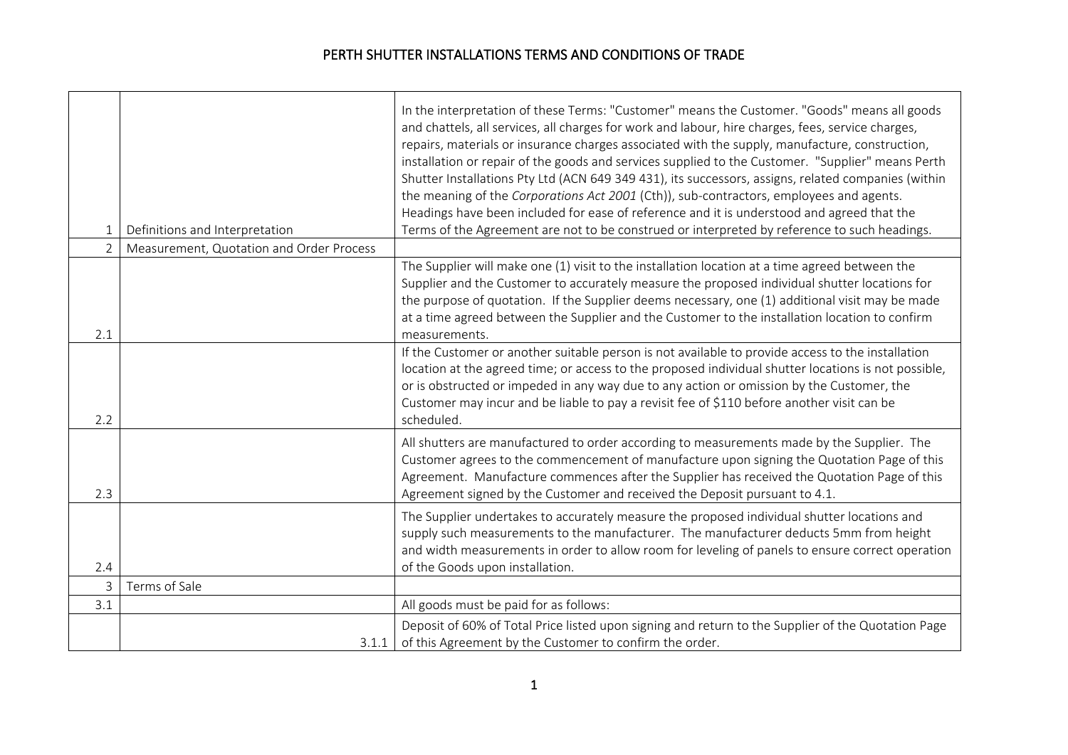# PERTH SHUTTER INSTALLATIONS TERMS AND CONDITIONS OF TRADE

| | | |
|---|---|---|
| 1 | Definitions and Interpretation | In the interpretation of these Terms: "Customer" means the Customer. "Goods" means all goods and chattels, all services, all charges for work and labour, hire charges, fees, service charges, repairs, materials or insurance charges associated with the supply, manufacture, construction, installation or repair of the goods and services supplied to the Customer. "Supplier" means Perth Shutter Installations Pty Ltd (ACN 649 349 431), its successors, assigns, related companies (within the meaning of the *Corporations Act 2001* (Cth)), sub-contractors, employees and agents. Headings have been included for ease of reference and it is understood and agreed that the Terms of the Agreement are not to be construed or interpreted by reference to such headings. |
| 2 | Measurement, Quotation and Order Process | |
| 2.1 | | The Supplier will make one (1) visit to the installation location at a time agreed between the Supplier and the Customer to accurately measure the proposed individual shutter locations for the purpose of quotation. If the Supplier deems necessary, one (1) additional visit may be made at a time agreed between the Supplier and the Customer to the installation location to confirm measurements. |
| 2.2 | | If the Customer or another suitable person is not available to provide access to the installation location at the agreed time; or access to the proposed individual shutter locations is not possible, or is obstructed or impeded in any way due to any action or omission by the Customer, the Customer may incur and be liable to pay a revisit fee of $110 before another visit can be scheduled. |
| 2.3 | | All shutters are manufactured to order according to measurements made by the Supplier. The Customer agrees to the commencement of manufacture upon signing the Quotation Page of this Agreement. Manufacture commences after the Supplier has received the Quotation Page of this Agreement signed by the Customer and received the Deposit pursuant to 4.1. |
| 2.4 | | The Supplier undertakes to accurately measure the proposed individual shutter locations and supply such measurements to the manufacturer. The manufacturer deducts 5mm from height and width measurements in order to allow room for leveling of panels to ensure correct operation of the Goods upon installation. |
| 3 | Terms of Sale | |
| 3.1 | | All goods must be paid for as follows: |
| | 3.1.1 | Deposit of 60% of Total Price listed upon signing and return to the Supplier of the Quotation Page of this Agreement by the Customer to confirm the order. |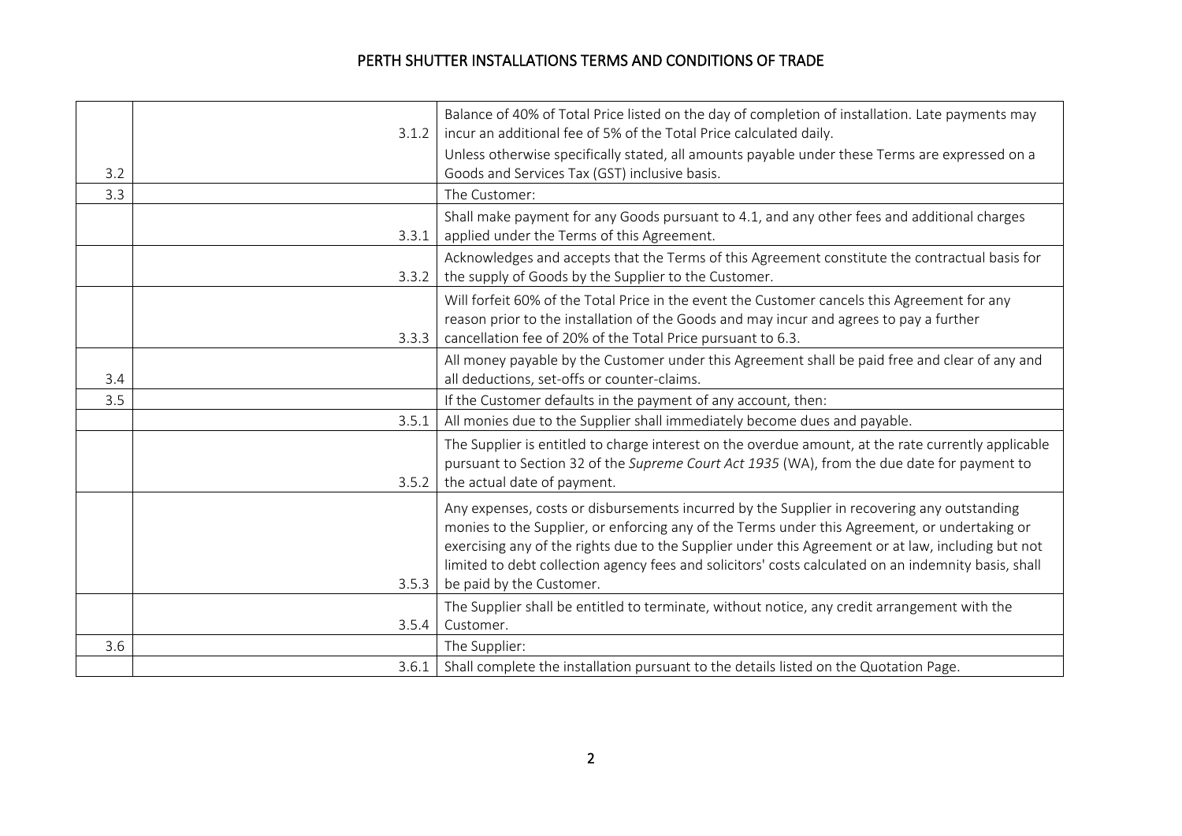| | | |
|---|---|---|
| | 3.1.2 | Balance of 40% of Total Price listed on the day of completion of installation. Late payments may incur an additional fee of 5% of the Total Price calculated daily. |
| 3.2 | | Unless otherwise specifically stated, all amounts payable under these Terms are expressed on a Goods and Services Tax (GST) inclusive basis. |
| 3.3 | | The Customer: |
| | 3.3.1 | Shall make payment for any Goods pursuant to 4.1, and any other fees and additional charges applied under the Terms of this Agreement. |
| | 3.3.2 | Acknowledges and accepts that the Terms of this Agreement constitute the contractual basis for the supply of Goods by the Supplier to the Customer. |
| | 3.3.3 | Will forfeit 60% of the Total Price in the event the Customer cancels this Agreement for any reason prior to the installation of the Goods and may incur and agrees to pay a further cancellation fee of 20% of the Total Price pursuant to 6.3. |
| 3.4 | | All money payable by the Customer under this Agreement shall be paid free and clear of any and all deductions, set-offs or counter-claims. |
| 3.5 | | If the Customer defaults in the payment of any account, then: |
| | 3.5.1 | All monies due to the Supplier shall immediately become dues and payable. |
| | 3.5.2 | The Supplier is entitled to charge interest on the overdue amount, at the rate currently applicable pursuant to Section 32 of the *Supreme Court Act 1935* (WA), from the due date for payment to the actual date of payment. |
| | 3.5.3 | Any expenses, costs or disbursements incurred by the Supplier in recovering any outstanding monies to the Supplier, or enforcing any of the Terms under this Agreement, or undertaking or exercising any of the rights due to the Supplier under this Agreement or at law, including but not limited to debt collection agency fees and solicitors' costs calculated on an indemnity basis, shall be paid by the Customer. |
| | 3.5.4 | The Supplier shall be entitled to terminate, without notice, any credit arrangement with the Customer. |
| 3.6 | | The Supplier: |
| | 3.6.1 | Shall complete the installation pursuant to the details listed on the Quotation Page. |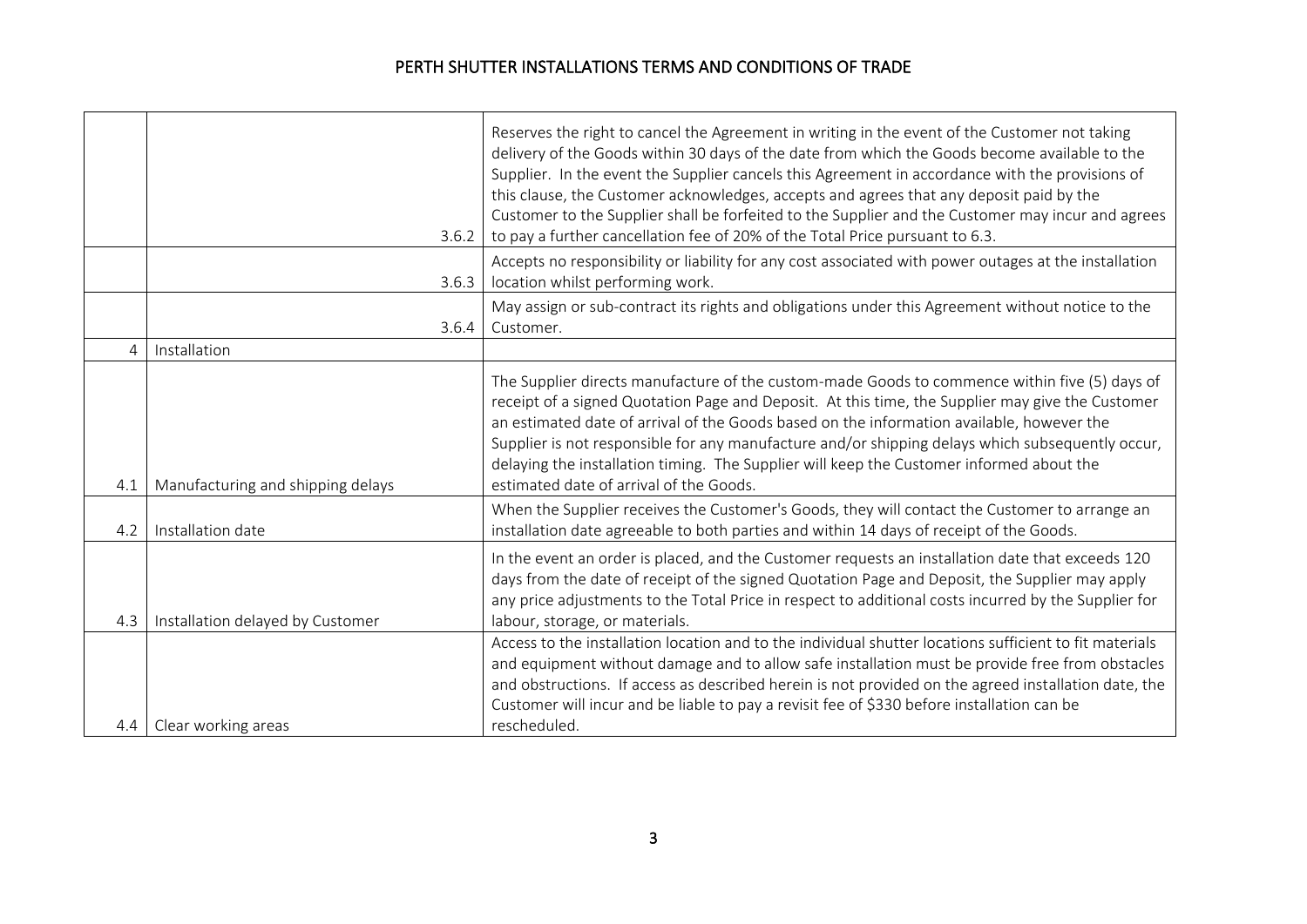| | | |
|---|---|---|
| | 3.6.2 | Reserves the right to cancel the Agreement in writing in the event of the Customer not taking delivery of the Goods within 30 days of the date from which the Goods become available to the Supplier. In the event the Supplier cancels this Agreement in accordance with the provisions of this clause, the Customer acknowledges, accepts and agrees that any deposit paid by the Customer to the Supplier shall be forfeited to the Supplier and the Customer may incur and agrees to pay a further cancellation fee of 20% of the Total Price pursuant to 6.3. |
| | 3.6.3 | Accepts no responsibility or liability for any cost associated with power outages at the installation location whilst performing work. |
| | 3.6.4 | May assign or sub-contract its rights and obligations under this Agreement without notice to the Customer. |
| 4 | Installation | |
| 4.1 | Manufacturing and shipping delays | The Supplier directs manufacture of the custom-made Goods to commence within five (5) days of receipt of a signed Quotation Page and Deposit. At this time, the Supplier may give the Customer an estimated date of arrival of the Goods based on the information available, however the Supplier is not responsible for any manufacture and/or shipping delays which subsequently occur, delaying the installation timing. The Supplier will keep the Customer informed about the estimated date of arrival of the Goods. |
| 4.2 | Installation date | When the Supplier receives the Customer's Goods, they will contact the Customer to arrange an installation date agreeable to both parties and within 14 days of receipt of the Goods. |
| 4.3 | Installation delayed by Customer | In the event an order is placed, and the Customer requests an installation date that exceeds 120 days from the date of receipt of the signed Quotation Page and Deposit, the Supplier may apply any price adjustments to the Total Price in respect to additional costs incurred by the Supplier for labour, storage, or materials. |
| 4.4 | Clear working areas | Access to the installation location and to the individual shutter locations sufficient to fit materials and equipment without damage and to allow safe installation must be provide free from obstacles and obstructions. If access as described herein is not provided on the agreed installation date, the Customer will incur and be liable to pay a revisit fee of $330 before installation can be rescheduled. |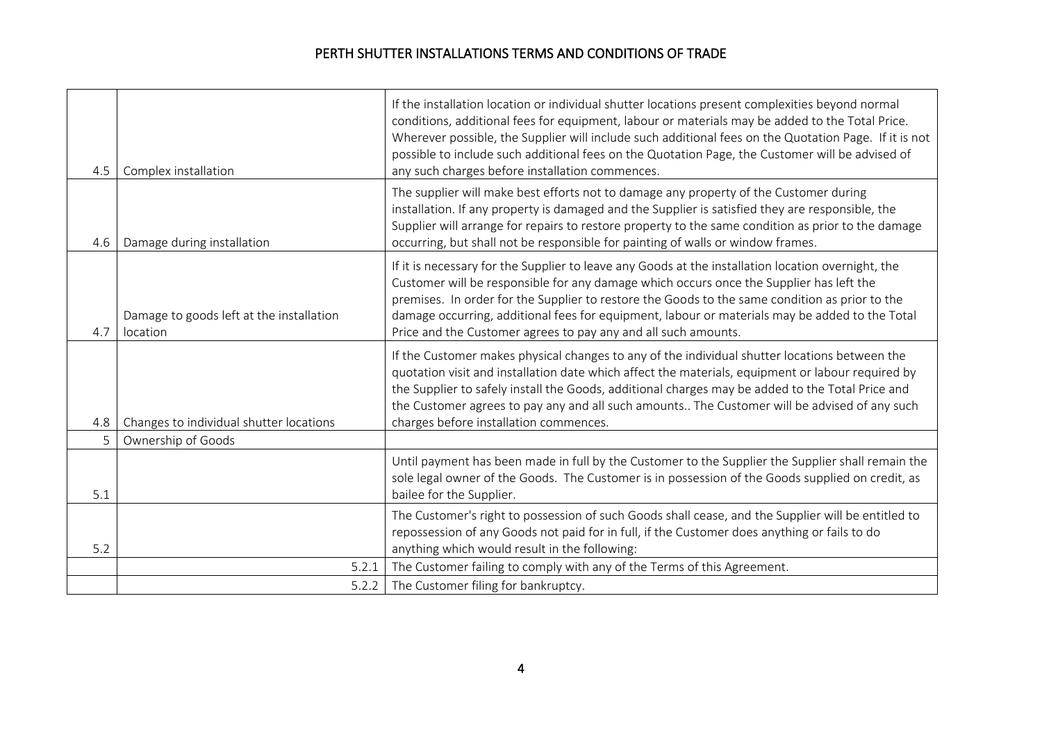| | | |
|---|---|---|
| 4.5 | Complex installation | If the installation location or individual shutter locations present complexities beyond normal conditions, additional fees for equipment, labour or materials may be added to the Total Price. Wherever possible, the Supplier will include such additional fees on the Quotation Page. If it is not possible to include such additional fees on the Quotation Page, the Customer will be advised of any such charges before installation commences. |
| 4.6 | Damage during installation | The supplier will make best efforts not to damage any property of the Customer during installation. If any property is damaged and the Supplier is satisfied they are responsible, the Supplier will arrange for repairs to restore property to the same condition as prior to the damage occurring, but shall not be responsible for painting of walls or window frames. |
| 4.7 | Damage to goods left at the installation location | If it is necessary for the Supplier to leave any Goods at the installation location overnight, the Customer will be responsible for any damage which occurs once the Supplier has left the premises. In order for the Supplier to restore the Goods to the same condition as prior to the damage occurring, additional fees for equipment, labour or materials may be added to the Total Price and the Customer agrees to pay any and all such amounts. |
| 4.8 | Changes to individual shutter locations | If the Customer makes physical changes to any of the individual shutter locations between the quotation visit and installation date which affect the materials, equipment or labour required by the Supplier to safely install the Goods, additional charges may be added to the Total Price and the Customer agrees to pay any and all such amounts.. The Customer will be advised of any such charges before installation commences. |
| 5 | Ownership of Goods | |
| 5.1 | | Until payment has been made in full by the Customer to the Supplier the Supplier shall remain the sole legal owner of the Goods. The Customer is in possession of the Goods supplied on credit, as bailee for the Supplier. |
| 5.2 | | The Customer's right to possession of such Goods shall cease, and the Supplier will be entitled to repossession of any Goods not paid for in full, if the Customer does anything or fails to do anything which would result in the following: |
| | 5.2.1 | The Customer failing to comply with any of the Terms of this Agreement. |
| | 5.2.2 | The Customer filing for bankruptcy. |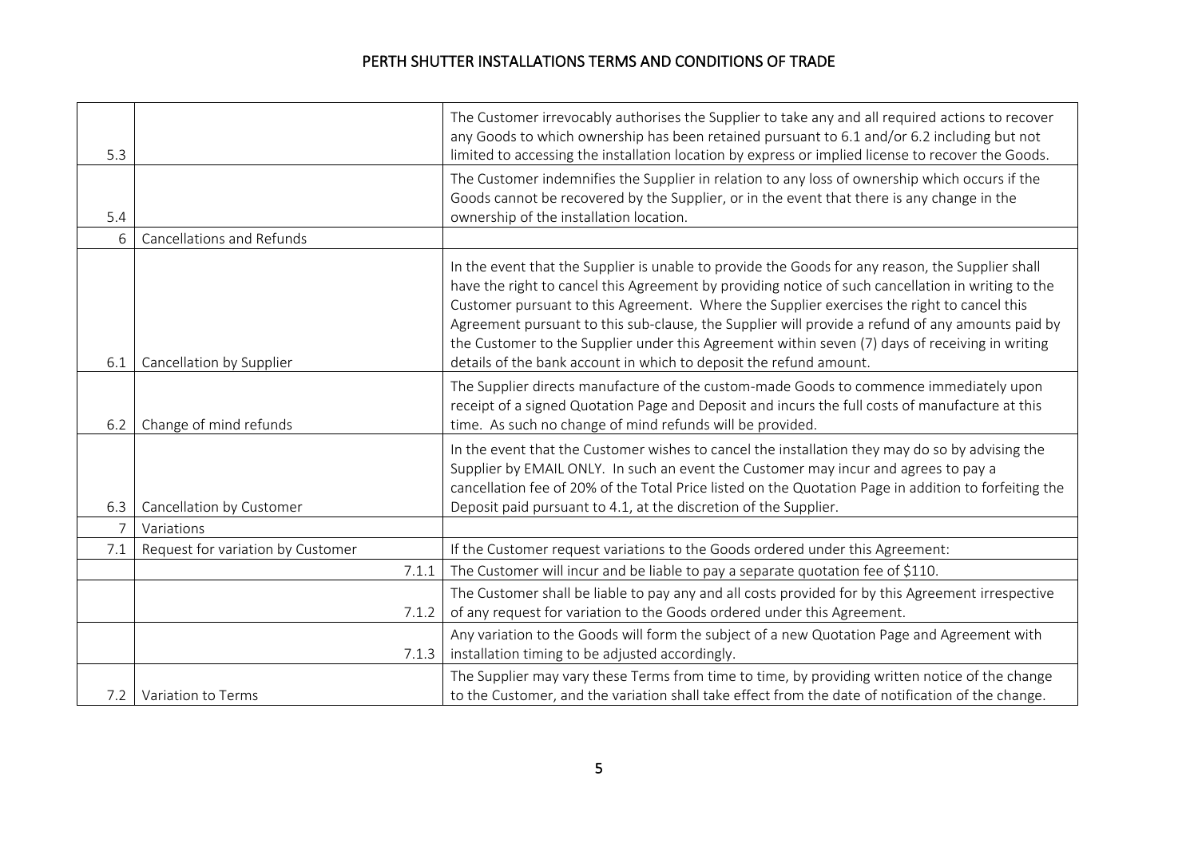| | | |
|---|---|---|
| 5.3 | | The Customer irrevocably authorises the Supplier to take any and all required actions to recover any Goods to which ownership has been retained pursuant to 6.1 and/or 6.2 including but not limited to accessing the installation location by express or implied license to recover the Goods. |
| 5.4 | | The Customer indemnifies the Supplier in relation to any loss of ownership which occurs if the Goods cannot be recovered by the Supplier, or in the event that there is any change in the ownership of the installation location. |
| 6 | Cancellations and Refunds | |
| 6.1 | Cancellation by Supplier | In the event that the Supplier is unable to provide the Goods for any reason, the Supplier shall have the right to cancel this Agreement by providing notice of such cancellation in writing to the Customer pursuant to this Agreement. Where the Supplier exercises the right to cancel this Agreement pursuant to this sub-clause, the Supplier will provide a refund of any amounts paid by the Customer to the Supplier under this Agreement within seven (7) days of receiving in writing details of the bank account in which to deposit the refund amount. |
| 6.2 | Change of mind refunds | The Supplier directs manufacture of the custom-made Goods to commence immediately upon receipt of a signed Quotation Page and Deposit and incurs the full costs of manufacture at this time. As such no change of mind refunds will be provided. |
| 6.3 | Cancellation by Customer | In the event that the Customer wishes to cancel the installation they may do so by advising the Supplier by EMAIL ONLY. In such an event the Customer may incur and agrees to pay a cancellation fee of 20% of the Total Price listed on the Quotation Page in addition to forfeiting the Deposit paid pursuant to 4.1, at the discretion of the Supplier. |
| 7 | Variations | |
| 7.1 | Request for variation by Customer | If the Customer request variations to the Goods ordered under this Agreement: |
| | 7.1.1 | The Customer will incur and be liable to pay a separate quotation fee of $110. |
| | 7.1.2 | The Customer shall be liable to pay any and all costs provided for by this Agreement irrespective of any request for variation to the Goods ordered under this Agreement. |
| | 7.1.3 | Any variation to the Goods will form the subject of a new Quotation Page and Agreement with installation timing to be adjusted accordingly. |
| 7.2 | Variation to Terms | The Supplier may vary these Terms from time to time, by providing written notice of the change to the Customer, and the variation shall take effect from the date of notification of the change. |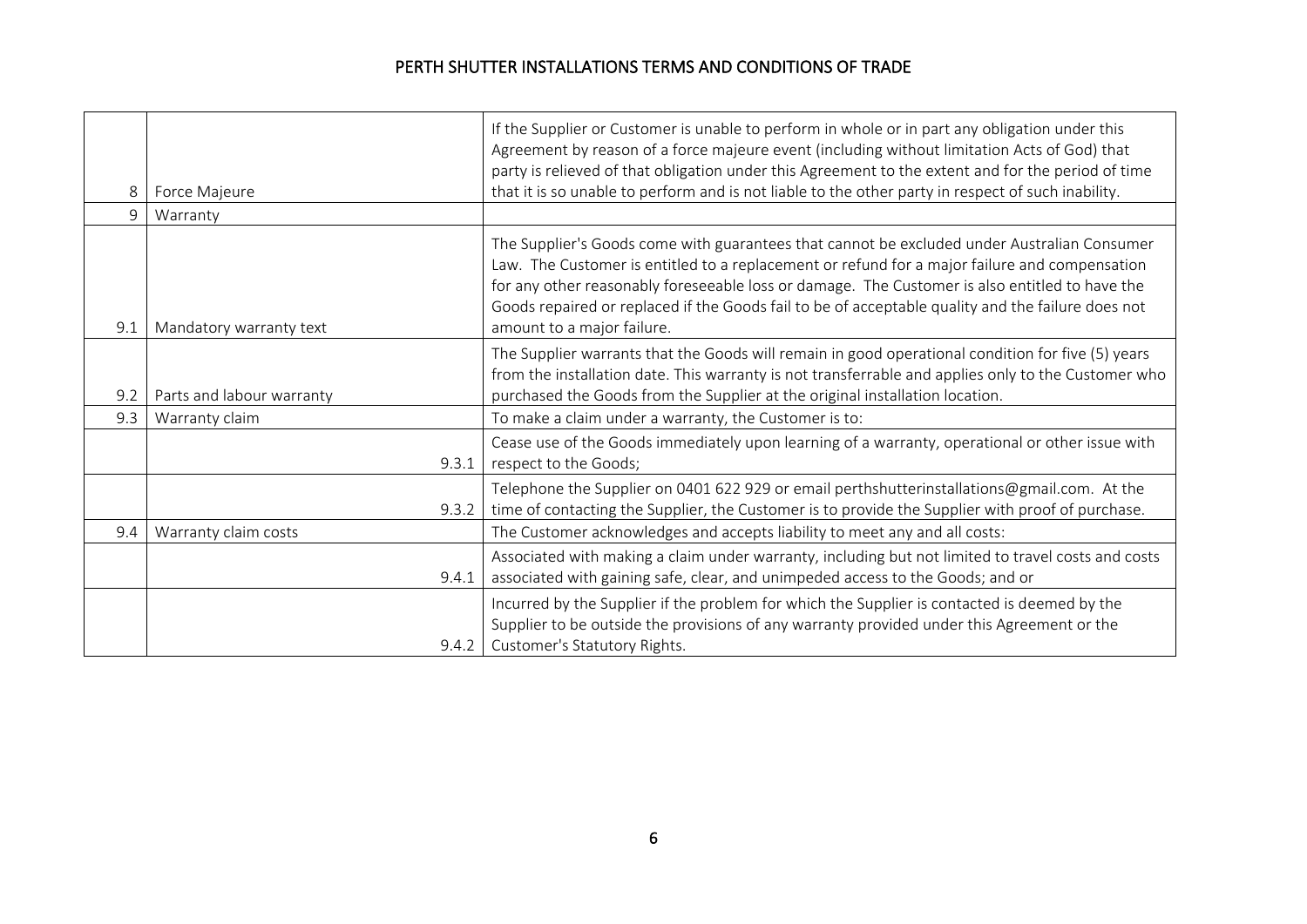| | | |
|---|---|---|
| 8 | Force Majeure | If the Supplier or Customer is unable to perform in whole or in part any obligation under this Agreement by reason of a force majeure event (including without limitation Acts of God) that party is relieved of that obligation under this Agreement to the extent and for the period of time that it is so unable to perform and is not liable to the other party in respect of such inability. |
| 9 | Warranty | |
| 9.1 | Mandatory warranty text | The Supplier's Goods come with guarantees that cannot be excluded under Australian Consumer Law. The Customer is entitled to a replacement or refund for a major failure and compensation for any other reasonably foreseeable loss or damage. The Customer is also entitled to have the Goods repaired or replaced if the Goods fail to be of acceptable quality and the failure does not amount to a major failure. |
| 9.2 | Parts and labour warranty | The Supplier warrants that the Goods will remain in good operational condition for five (5) years from the installation date. This warranty is not transferrable and applies only to the Customer who purchased the Goods from the Supplier at the original installation location. |
| 9.3 | Warranty claim | To make a claim under a warranty, the Customer is to: |
| | 9.3.1 | Cease use of the Goods immediately upon learning of a warranty, operational or other issue with respect to the Goods; |
| | 9.3.2 | Telephone the Supplier on 0401 622 929 or email perthshutterinstallations@gmail.com. At the time of contacting the Supplier, the Customer is to provide the Supplier with proof of purchase. |
| 9.4 | Warranty claim costs | The Customer acknowledges and accepts liability to meet any and all costs: |
| | 9.4.1 | Associated with making a claim under warranty, including but not limited to travel costs and costs associated with gaining safe, clear, and unimpeded access to the Goods; and or |
| | 9.4.2 | Incurred by the Supplier if the problem for which the Supplier is contacted is deemed by the Supplier to be outside the provisions of any warranty provided under this Agreement or the Customer's Statutory Rights. |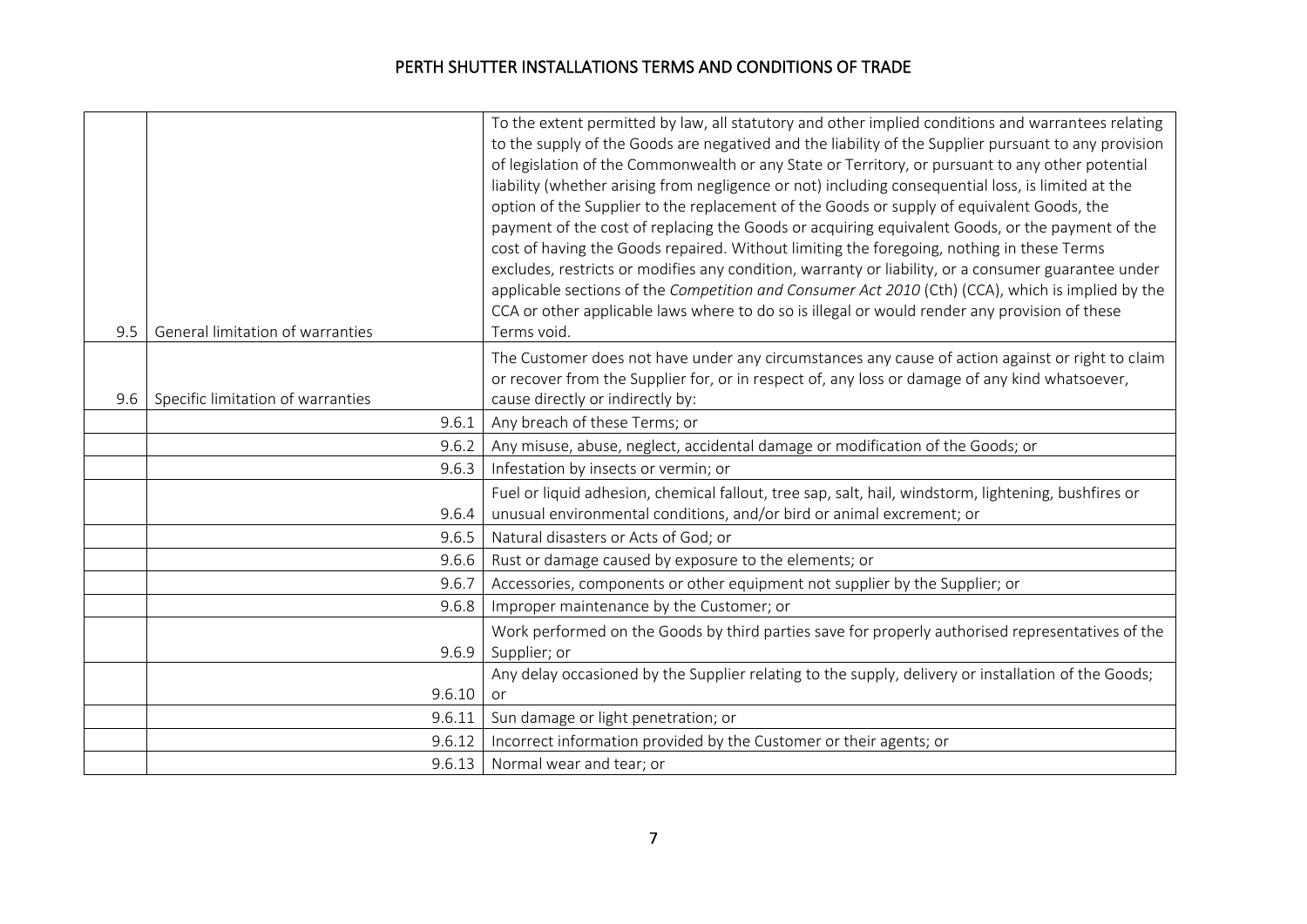| | | |
|---|---|---|
| 9.5 | General limitation of warranties | To the extent permitted by law, all statutory and other implied conditions and warrantees relating to the supply of the Goods are negatived and the liability of the Supplier pursuant to any provision of legislation of the Commonwealth or any State or Territory, or pursuant to any other potential liability (whether arising from negligence or not) including consequential loss, is limited at the option of the Supplier to the replacement of the Goods or supply of equivalent Goods, the payment of the cost of replacing the Goods or acquiring equivalent Goods, or the payment of the cost of having the Goods repaired. Without limiting the foregoing, nothing in these Terms excludes, restricts or modifies any condition, warranty or liability, or a consumer guarantee under applicable sections of the *Competition and Consumer Act 2010* (Cth) (CCA), which is implied by the CCA or other applicable laws where to do so is illegal or would render any provision of these Terms void. |
| 9.6 | Specific limitation of warranties | The Customer does not have under any circumstances any cause of action against or right to claim or recover from the Supplier for, or in respect of, any loss or damage of any kind whatsoever, cause directly or indirectly by: |
| | 9.6.1 | Any breach of these Terms; or |
| | 9.6.2 | Any misuse, abuse, neglect, accidental damage or modification of the Goods; or |
| | 9.6.3 | Infestation by insects or vermin; or |
| | 9.6.4 | Fuel or liquid adhesion, chemical fallout, tree sap, salt, hail, windstorm, lightening, bushfires or unusual environmental conditions, and/or bird or animal excrement; or |
| | 9.6.5 | Natural disasters or Acts of God; or |
| | 9.6.6 | Rust or damage caused by exposure to the elements; or |
| | 9.6.7 | Accessories, components or other equipment not supplier by the Supplier; or |
| | 9.6.8 | Improper maintenance by the Customer; or |
| | 9.6.9 | Work performed on the Goods by third parties save for properly authorised representatives of the Supplier; or |
| | 9.6.10 | Any delay occasioned by the Supplier relating to the supply, delivery or installation of the Goods; or |
| | 9.6.11 | Sun damage or light penetration; or |
| | 9.6.12 | Incorrect information provided by the Customer or their agents; or |
| | 9.6.13 | Normal wear and tear; or |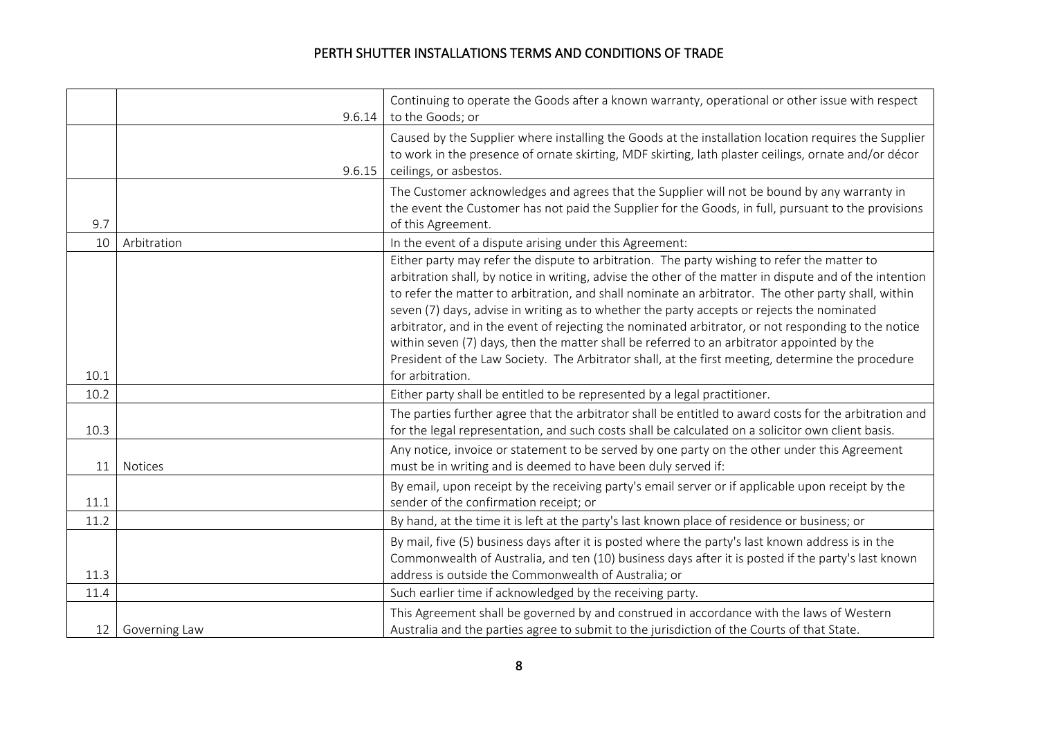| | | |
|---|---|---|
| | 9.6.14 | Continuing to operate the Goods after a known warranty, operational or other issue with respect to the Goods; or |
| | 9.6.15 | Caused by the Supplier where installing the Goods at the installation location requires the Supplier to work in the presence of ornate skirting, MDF skirting, lath plaster ceilings, ornate and/or décor ceilings, or asbestos. |
| 9.7 | | The Customer acknowledges and agrees that the Supplier will not be bound by any warranty in the event the Customer has not paid the Supplier for the Goods, in full, pursuant to the provisions of this Agreement. |
| 10 | Arbitration | In the event of a dispute arising under this Agreement: |
| 10.1 | | Either party may refer the dispute to arbitration. The party wishing to refer the matter to arbitration shall, by notice in writing, advise the other of the matter in dispute and of the intention to refer the matter to arbitration, and shall nominate an arbitrator. The other party shall, within seven (7) days, advise in writing as to whether the party accepts or rejects the nominated arbitrator, and in the event of rejecting the nominated arbitrator, or not responding to the notice within seven (7) days, then the matter shall be referred to an arbitrator appointed by the President of the Law Society. The Arbitrator shall, at the first meeting, determine the procedure for arbitration. |
| 10.2 | | Either party shall be entitled to be represented by a legal practitioner. |
| 10.3 | | The parties further agree that the arbitrator shall be entitled to award costs for the arbitration and for the legal representation, and such costs shall be calculated on a solicitor own client basis. |
| 11 | Notices | Any notice, invoice or statement to be served by one party on the other under this Agreement must be in writing and is deemed to have been duly served if: |
| 11.1 | | By email, upon receipt by the receiving party's email server or if applicable upon receipt by the sender of the confirmation receipt; or |
| 11.2 | | By hand, at the time it is left at the party's last known place of residence or business; or |
| 11.3 | | By mail, five (5) business days after it is posted where the party's last known address is in the Commonwealth of Australia, and ten (10) business days after it is posted if the party's last known address is outside the Commonwealth of Australia; or |
| 11.4 | | Such earlier time if acknowledged by the receiving party. |
| 12 | Governing Law | This Agreement shall be governed by and construed in accordance with the laws of Western Australia and the parties agree to submit to the jurisdiction of the Courts of that State. |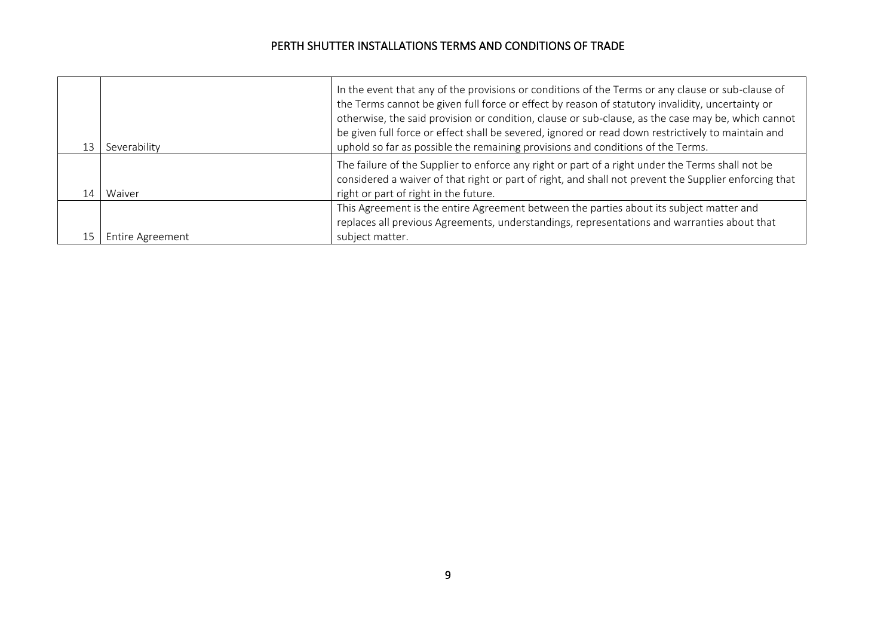| | | |
|---|---|---|
| 13 | Severability | In the event that any of the provisions or conditions of the Terms or any clause or sub-clause of the Terms cannot be given full force or effect by reason of statutory invalidity, uncertainty or otherwise, the said provision or condition, clause or sub-clause, as the case may be, which cannot be given full force or effect shall be severed, ignored or read down restrictively to maintain and uphold so far as possible the remaining provisions and conditions of the Terms. |
| 14 | Waiver | The failure of the Supplier to enforce any right or part of a right under the Terms shall not be considered a waiver of that right or part of right, and shall not prevent the Supplier enforcing that right or part of right in the future. |
| 15 | Entire Agreement | This Agreement is the entire Agreement between the parties about its subject matter and replaces all previous Agreements, understandings, representations and warranties about that subject matter. |